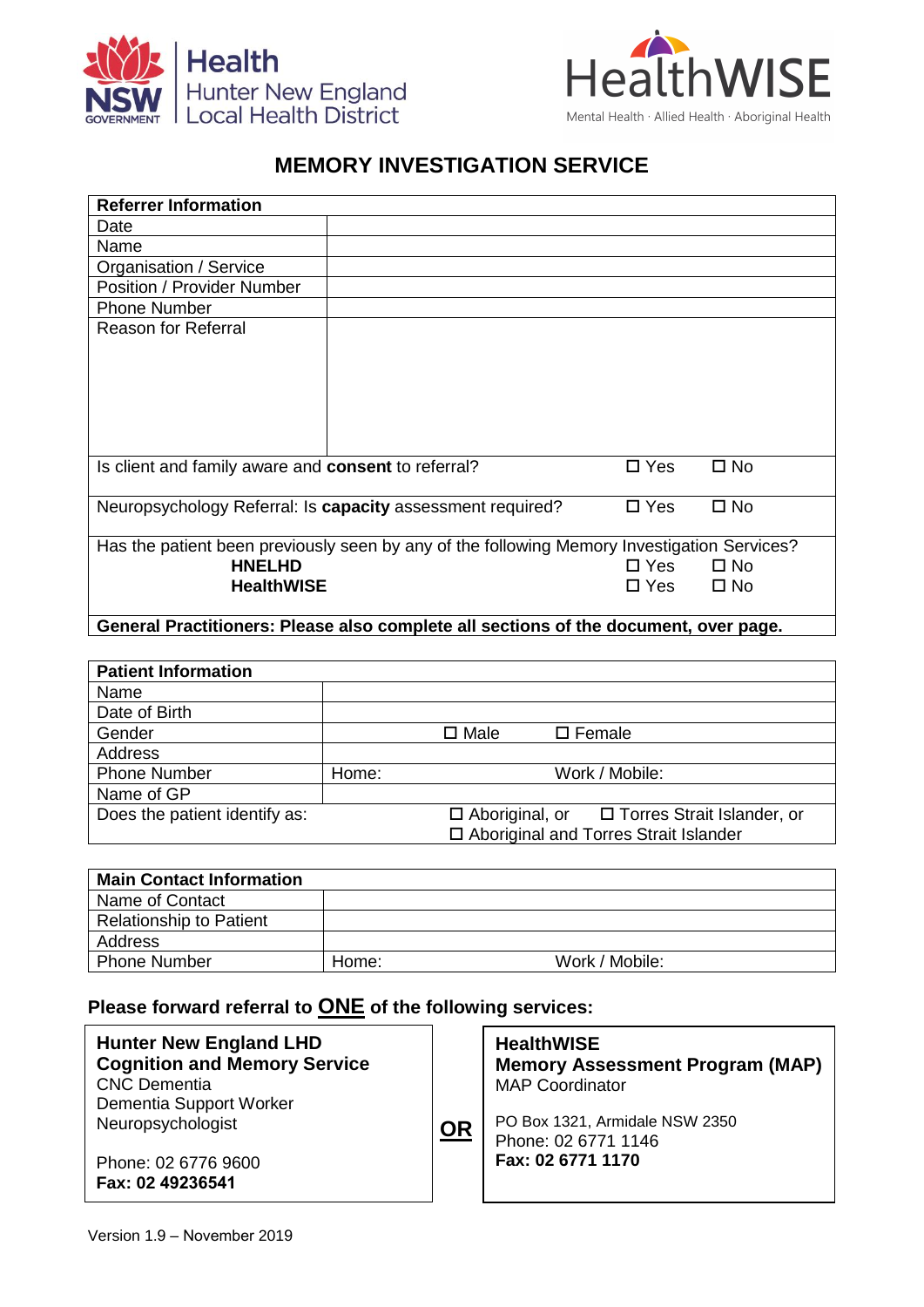Health
Hunter New England
Local Health District

HealthWISE
Mental Health · Allied Health · Aboriginal Health

# MEMORY INVESTIGATION SERVICE

| **Referrer Information** | | | |
|---|---|---|---|
| Date | | | |
| Name | | | |
| Organisation / Service | | | |
| Position / Provider Number | | | |
| Phone Number | | | |
| Reason for Referral | | | |
| Is client and family aware and **consent** to referral? | | ☐ Yes | ☐ No |
| Neuropsychology Referral: Is **capacity** assessment required? | | ☐ Yes | ☐ No |
| Has the patient been previously seen by any of the following Memory Investigation Services? | | | |
| **HNELHD** | | ☐ Yes | ☐ No |
| **HealthWISE** | | ☐ Yes | ☐ No |
| **General Practitioners: Please also complete all sections of the document, over page.** | | | |

| **Patient Information** | | |
|---|---|---|
| Name | | |
| Date of Birth | | |
| Gender | ☐ Male | ☐ Female |
| Address | | |
| Phone Number | Home: | Work / Mobile: |
| Name of GP | | |
| Does the patient identify as: | ☐ Aboriginal, or ☐ Torres Strait Islander, or ☐ Aboriginal and Torres Strait Islander | |

| **Main Contact Information** | | |
|---|---|---|
| Name of Contact | | |
| Relationship to Patient | | |
| Address | | |
| Phone Number | Home: | Work / Mobile: |

**Please forward referral to <u>ONE</u> of the following services:**

| **Hunter New England LHD**<br>**Cognition and Memory Service**<br>CNC Dementia<br>Dementia Support Worker<br>Neuropsychologist<br><br>Phone: 02 6776 9600<br>**Fax: 02 49236541** | **<u>OR</u>** | **HealthWISE**<br>**Memory Assessment Program (MAP)**<br>MAP Coordinator<br><br>PO Box 1321, Armidale NSW 2350<br>Phone: 02 6771 1146<br>**Fax: 02 6771 1170** |
|---|---|---|

Version 1.9 – November 2019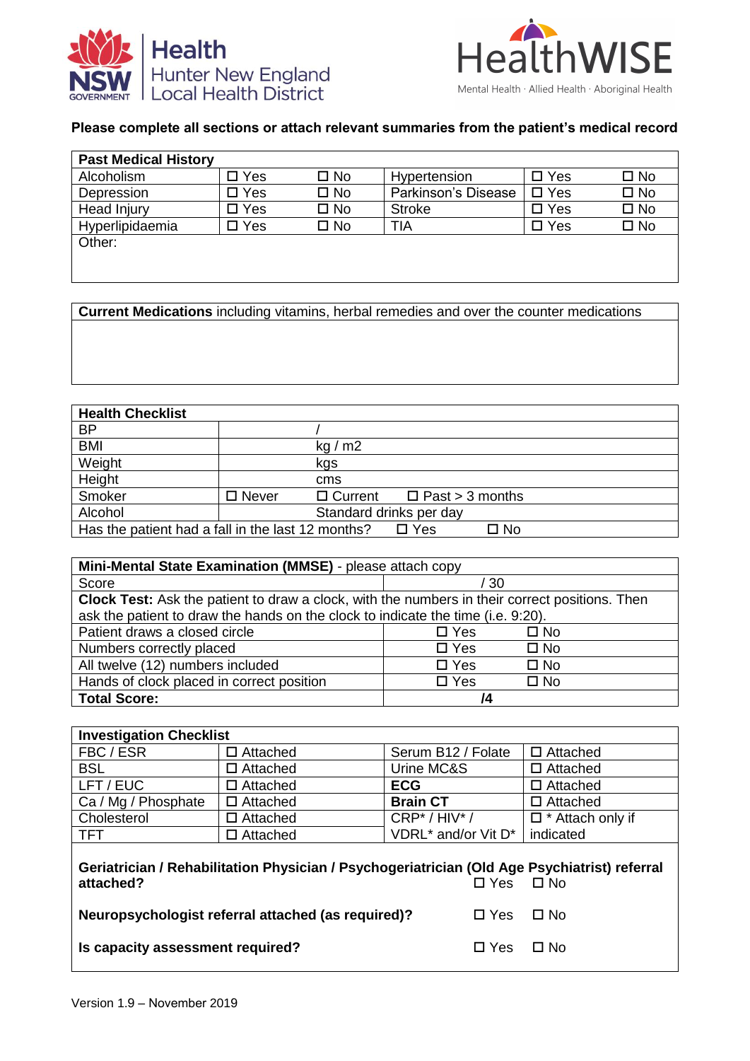**Please complete all sections or attach relevant summaries from the patient's medical record**

| **Past Medical History** | | | | | |
|---|---|---|---|---|---|
| Alcoholism | ☐ Yes | ☐ No | Hypertension | ☐ Yes | ☐ No |
| Depression | ☐ Yes | ☐ No | Parkinson's Disease | ☐ Yes | ☐ No |
| Head Injury | ☐ Yes | ☐ No | Stroke | ☐ Yes | ☐ No |
| Hyperlipidaemia | ☐ Yes | ☐ No | TIA | ☐ Yes | ☐ No |
| Other: | | | | | |

| **Current Medications** including vitamins, herbal remedies and over the counter medications |
|---|
| |

| **Health Checklist** | | | |
|---|---|---|---|
| BP | / | | |
| BMI | kg / m2 | | |
| Weight | kgs | | |
| Height | cms | | |
| Smoker | ☐ Never | ☐ Current | ☐ Past > 3 months |
| Alcohol | Standard drinks per day | | |
| Has the patient had a fall in the last 12 months? | ☐ Yes | ☐ No | |

| **Mini-Mental State Examination (MMSE)** - please attach copy | | |
|---|---|---|
| Score | / 30 | |
| **Clock Test:** Ask the patient to draw a clock, with the numbers in their correct positions. Then ask the patient to draw the hands on the clock to indicate the time (i.e. 9:20). | | |
| Patient draws a closed circle | ☐ Yes | ☐ No |
| Numbers correctly placed | ☐ Yes | ☐ No |
| All twelve (12) numbers included | ☐ Yes | ☐ No |
| Hands of clock placed in correct position | ☐ Yes | ☐ No |
| **Total Score:** | **/4** | |

| **Investigation Checklist** | | | |
|---|---|---|---|
| FBC / ESR | ☐ Attached | Serum B12 / Folate | ☐ Attached |
| BSL | ☐ Attached | Urine MC&S | ☐ Attached |
| LFT / EUC | ☐ Attached | **ECG** | ☐ Attached |
| Ca / Mg / Phosphate | ☐ Attached | **Brain CT** | ☐ Attached |
| Cholesterol | ☐ Attached | CRP* / HIV* / VDRL* and/or Vit D* | ☐ * Attach only if indicated |
| TFT | ☐ Attached | | |

**Geriatrician / Rehabilitation Physician / Psychogeriatrician (Old Age Psychiatrist) referral attached?** ☐ Yes ☐ No

**Neuropsychologist referral attached (as required)?** ☐ Yes ☐ No

**Is capacity assessment required?** ☐ Yes ☐ No

Version 1.9 – November 2019